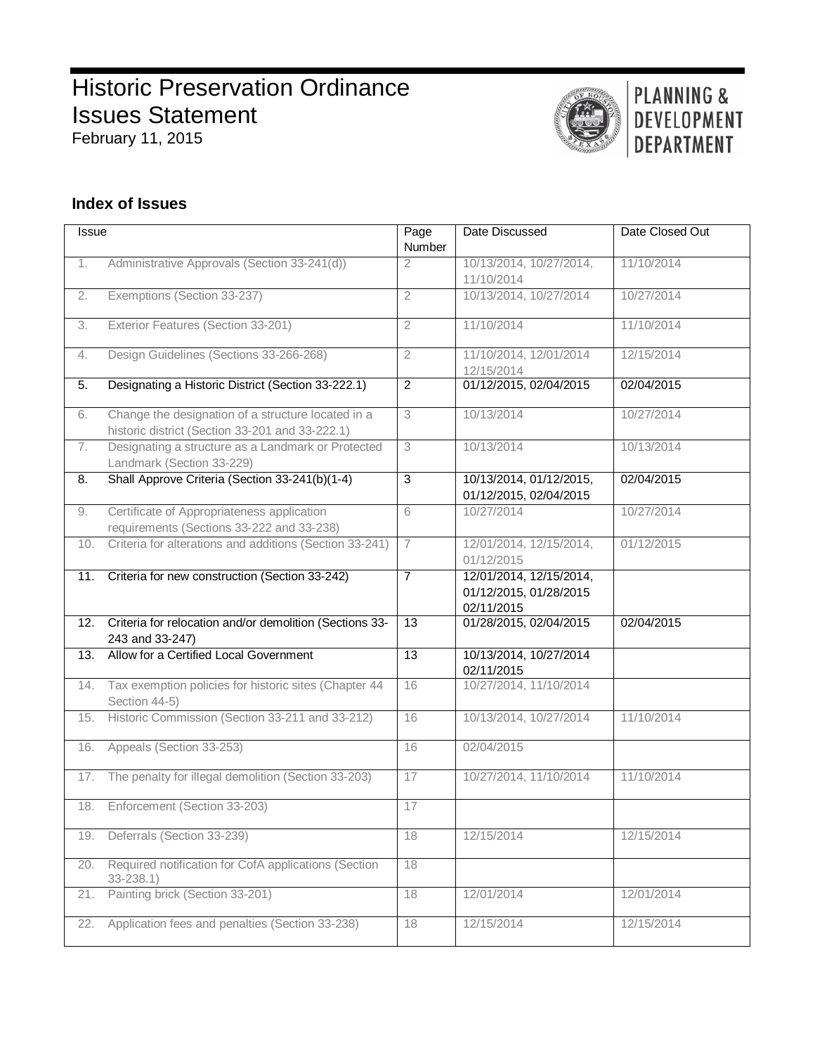# Historic Preservation Ordinance Issues Statement

February 11, 2015

PLANNING & DEVELOPMENT DEPARTMENT

## Index of Issues

| Issue | Page Number | Date Discussed | Date Closed Out |
|---|---|---|---|
| 1. Administrative Approvals (Section 33-241(d)) | 2 | 10/13/2014, 10/27/2014, 11/10/2014 | 11/10/2014 |
| 2. Exemptions (Section 33-237) | 2 | 10/13/2014, 10/27/2014 | 10/27/2014 |
| 3. Exterior Features (Section 33-201) | 2 | 11/10/2014 | 11/10/2014 |
| 4. Design Guidelines (Sections 33-266-268) | 2 | 11/10/2014, 12/01/2014 12/15/2014 | 12/15/2014 |
| 5. Designating a Historic District (Section 33-222.1) | 2 | 01/12/2015, 02/04/2015 | 02/04/2015 |
| 6. Change the designation of a structure located in a historic district (Section 33-201 and 33-222.1) | 3 | 10/13/2014 | 10/27/2014 |
| 7. Designating a structure as a Landmark or Protected Landmark (Section 33-229) | 3 | 10/13/2014 | 10/13/2014 |
| 8. Shall Approve Criteria (Section 33-241(b)(1-4) | 3 | 10/13/2014, 01/12/2015, 01/12/2015, 02/04/2015 | 02/04/2015 |
| 9. Certificate of Appropriateness application requirements (Sections 33-222 and 33-238) | 6 | 10/27/2014 | 10/27/2014 |
| 10. Criteria for alterations and additions (Section 33-241) | 7 | 12/01/2014, 12/15/2014, 01/12/2015 | 01/12/2015 |
| 11. Criteria for new construction (Section 33-242) | 7 | 12/01/2014, 12/15/2014, 01/12/2015, 01/28/2015 02/11/2015 | |
| 12. Criteria for relocation and/or demolition (Sections 33-243 and 33-247) | 13 | 01/28/2015, 02/04/2015 | 02/04/2015 |
| 13. Allow for a Certified Local Government | 13 | 10/13/2014, 10/27/2014 02/11/2015 | |
| 14. Tax exemption policies for historic sites (Chapter 44 Section 44-5) | 16 | 10/27/2014, 11/10/2014 | |
| 15. Historic Commission (Section 33-211 and 33-212) | 16 | 10/13/2014, 10/27/2014 | 11/10/2014 |
| 16. Appeals (Section 33-253) | 16 | 02/04/2015 | |
| 17. The penalty for illegal demolition (Section 33-203) | 17 | 10/27/2014, 11/10/2014 | 11/10/2014 |
| 18. Enforcement (Section 33-203) | 17 | | |
| 19. Deferrals (Section 33-239) | 18 | 12/15/2014 | 12/15/2014 |
| 20. Required notification for CofA applications (Section 33-238.1) | 18 | | |
| 21. Painting brick (Section 33-201) | 18 | 12/01/2014 | 12/01/2014 |
| 22. Application fees and penalties (Section 33-238) | 18 | 12/15/2014 | 12/15/2014 |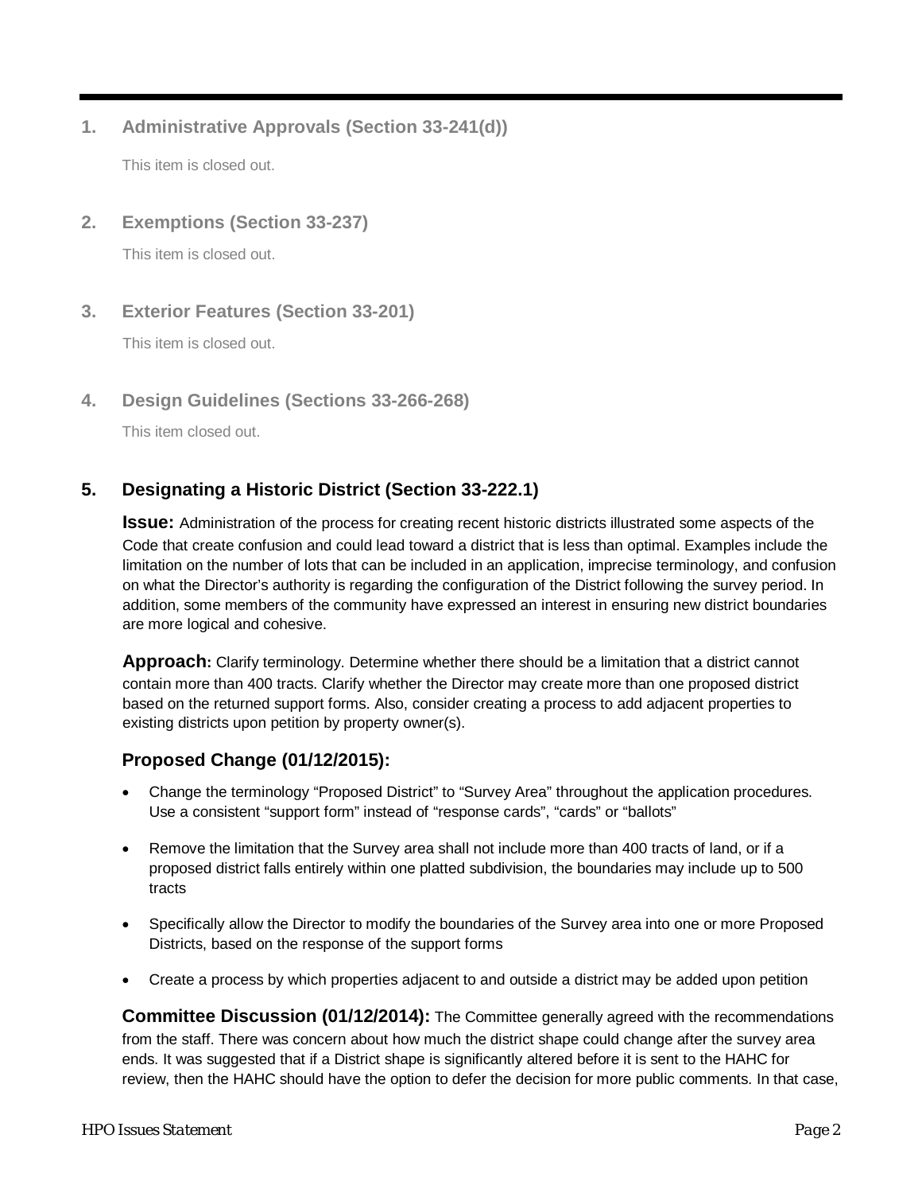## 1. Administrative Approvals (Section 33-241(d))

This item is closed out.

## 2. Exemptions (Section 33-237)

This item is closed out.

## 3. Exterior Features (Section 33-201)

This item is closed out.

## 4. Design Guidelines (Sections 33-266-268)

This item closed out.

## 5. Designating a Historic District (Section 33-222.1)

**Issue:** Administration of the process for creating recent historic districts illustrated some aspects of the Code that create confusion and could lead toward a district that is less than optimal. Examples include the limitation on the number of lots that can be included in an application, imprecise terminology, and confusion on what the Director's authority is regarding the configuration of the District following the survey period. In addition, some members of the community have expressed an interest in ensuring new district boundaries are more logical and cohesive.

**Approach:** Clarify terminology. Determine whether there should be a limitation that a district cannot contain more than 400 tracts. Clarify whether the Director may create more than one proposed district based on the returned support forms. Also, consider creating a process to add adjacent properties to existing districts upon petition by property owner(s).

### Proposed Change (01/12/2015):

- Change the terminology "Proposed District" to "Survey Area" throughout the application procedures. Use a consistent "support form" instead of "response cards", "cards" or "ballots"
- Remove the limitation that the Survey area shall not include more than 400 tracts of land, or if a proposed district falls entirely within one platted subdivision, the boundaries may include up to 500 tracts
- Specifically allow the Director to modify the boundaries of the Survey area into one or more Proposed Districts, based on the response of the support forms
- Create a process by which properties adjacent to and outside a district may be added upon petition

**Committee Discussion (01/12/2014):** The Committee generally agreed with the recommendations from the staff. There was concern about how much the district shape could change after the survey area ends. It was suggested that if a District shape is significantly altered before it is sent to the HAHC for review, then the HAHC should have the option to defer the decision for more public comments. In that case,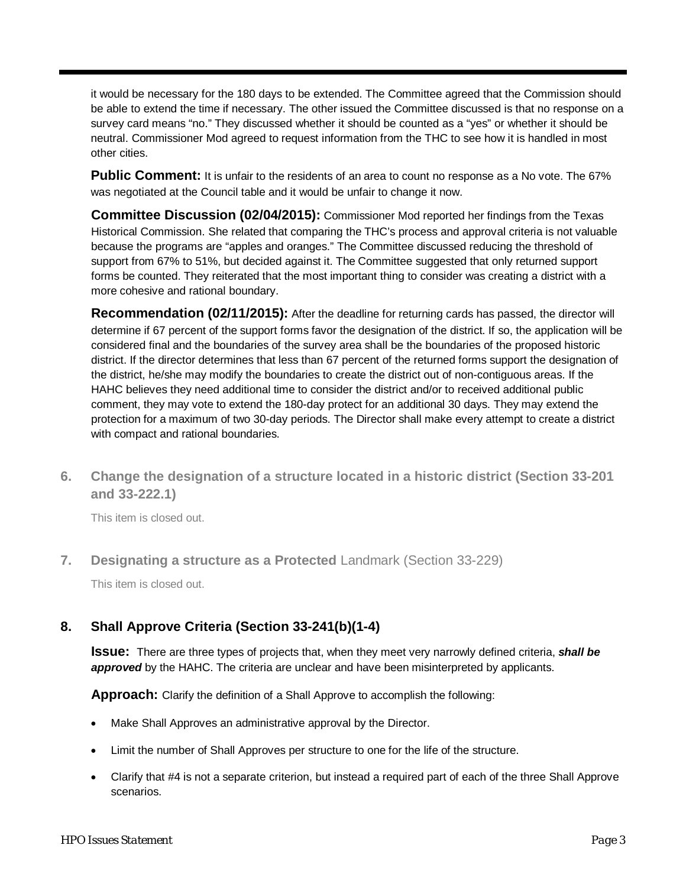it would be necessary for the 180 days to be extended. The Committee agreed that the Commission should be able to extend the time if necessary. The other issued the Committee discussed is that no response on a survey card means "no." They discussed whether it should be counted as a "yes" or whether it should be neutral. Commissioner Mod agreed to request information from the THC to see how it is handled in most other cities.

**Public Comment:** It is unfair to the residents of an area to count no response as a No vote. The 67% was negotiated at the Council table and it would be unfair to change it now.

**Committee Discussion (02/04/2015):** Commissioner Mod reported her findings from the Texas Historical Commission. She related that comparing the THC's process and approval criteria is not valuable because the programs are "apples and oranges." The Committee discussed reducing the threshold of support from 67% to 51%, but decided against it. The Committee suggested that only returned support forms be counted. They reiterated that the most important thing to consider was creating a district with a more cohesive and rational boundary.

**Recommendation (02/11/2015):** After the deadline for returning cards has passed, the director will determine if 67 percent of the support forms favor the designation of the district. If so, the application will be considered final and the boundaries of the survey area shall be the boundaries of the proposed historic district. If the director determines that less than 67 percent of the returned forms support the designation of the district, he/she may modify the boundaries to create the district out of non-contiguous areas. If the HAHC believes they need additional time to consider the district and/or to received additional public comment, they may vote to extend the 180-day protect for an additional 30 days. They may extend the protection for a maximum of two 30-day periods. The Director shall make every attempt to create a district with compact and rational boundaries.

## 6. Change the designation of a structure located in a historic district (Section 33-201 and 33-222.1)

This item is closed out.

## 7. Designating a structure as a Protected Landmark (Section 33-229)

This item is closed out.

## 8. Shall Approve Criteria (Section 33-241(b)(1-4)

**Issue:** There are three types of projects that, when they meet very narrowly defined criteria, ***shall be approved*** by the HAHC. The criteria are unclear and have been misinterpreted by applicants.

**Approach:** Clarify the definition of a Shall Approve to accomplish the following:

- Make Shall Approves an administrative approval by the Director.
- Limit the number of Shall Approves per structure to one for the life of the structure.
- Clarify that #4 is not a separate criterion, but instead a required part of each of the three Shall Approve scenarios.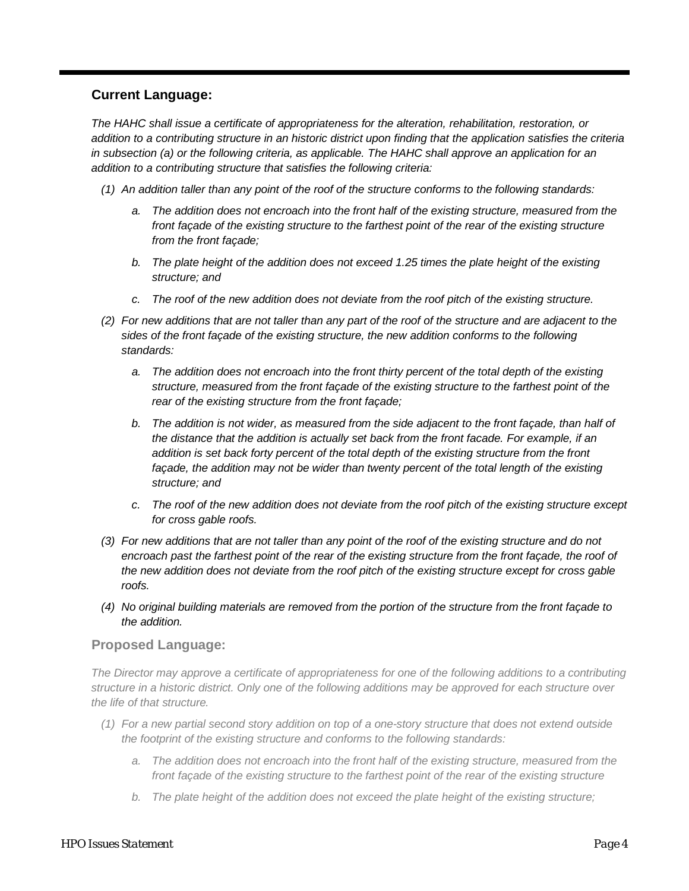### Current Language:

*The HAHC shall issue a certificate of appropriateness for the alteration, rehabilitation, restoration, or addition to a contributing structure in an historic district upon finding that the application satisfies the criteria in subsection (a) or the following criteria, as applicable. The HAHC shall approve an application for an addition to a contributing structure that satisfies the following criteria:*

*(1) An addition taller than any point of the roof of the structure conforms to the following standards:*

*a. The addition does not encroach into the front half of the existing structure, measured from the front façade of the existing structure to the farthest point of the rear of the existing structure from the front façade;*

*b. The plate height of the addition does not exceed 1.25 times the plate height of the existing structure; and*

*c. The roof of the new addition does not deviate from the roof pitch of the existing structure.*

*(2) For new additions that are not taller than any part of the roof of the structure and are adjacent to the sides of the front façade of the existing structure, the new addition conforms to the following standards:*

*a. The addition does not encroach into the front thirty percent of the total depth of the existing structure, measured from the front façade of the existing structure to the farthest point of the rear of the existing structure from the front façade;*

*b. The addition is not wider, as measured from the side adjacent to the front façade, than half of the distance that the addition is actually set back from the front facade. For example, if an addition is set back forty percent of the total depth of the existing structure from the front façade, the addition may not be wider than twenty percent of the total length of the existing structure; and*

*c. The roof of the new addition does not deviate from the roof pitch of the existing structure except for cross gable roofs.*

*(3) For new additions that are not taller than any point of the roof of the existing structure and do not encroach past the farthest point of the rear of the existing structure from the front façade, the roof of the new addition does not deviate from the roof pitch of the existing structure except for cross gable roofs.*

*(4) No original building materials are removed from the portion of the structure from the front façade to the addition.*

### Proposed Language:

*The Director may approve a certificate of appropriateness for one of the following additions to a contributing structure in a historic district. Only one of the following additions may be approved for each structure over the life of that structure.*

*(1) For a new partial second story addition on top of a one-story structure that does not extend outside the footprint of the existing structure and conforms to the following standards:*

*a. The addition does not encroach into the front half of the existing structure, measured from the front façade of the existing structure to the farthest point of the rear of the existing structure*

*b. The plate height of the addition does not exceed the plate height of the existing structure;*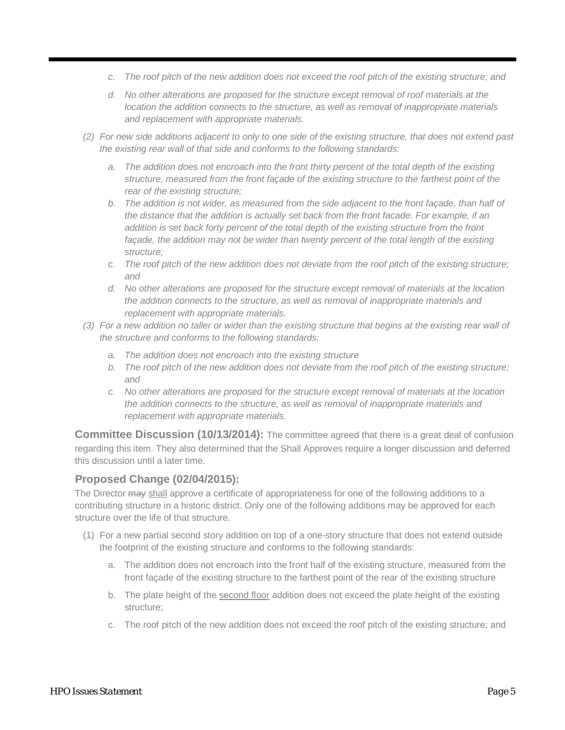*c. The roof pitch of the new addition does not exceed the roof pitch of the existing structure; and*

*d. No other alterations are proposed for the structure except removal of roof materials at the location the addition connects to the structure, as well as removal of inappropriate materials and replacement with appropriate materials.*

*(2) For new side additions adjacent to only to one side of the existing structure, that does not extend past the existing rear wall of that side and conforms to the following standards:*

*a. The addition does not encroach into the front thirty percent of the total depth of the existing structure, measured from the front façade of the existing structure to the farthest point of the rear of the existing structure;*

*b. The addition is not wider, as measured from the side adjacent to the front façade, than half of the distance that the addition is actually set back from the front facade. For example, if an addition is set back forty percent of the total depth of the existing structure from the front façade, the addition may not be wider than twenty percent of the total length of the existing structure;*

*c. The roof pitch of the new addition does not deviate from the roof pitch of the existing structure; and*

*d. No other alterations are proposed for the structure except removal of materials at the location the addition connects to the structure, as well as removal of inappropriate materials and replacement with appropriate materials.*

*(3) For a new addition no taller or wider than the existing structure that begins at the existing rear wall of the structure and conforms to the following standards:*

*a. The addition does not encroach into the existing structure*

*b. The roof pitch of the new addition does not deviate from the roof pitch of the existing structure; and*

*c. No other alterations are proposed for the structure except removal of materials at the location the addition connects to the structure, as well as removal of inappropriate materials and replacement with appropriate materials.*

**Committee Discussion (10/13/2014):** The committee agreed that there is a great deal of confusion regarding this item. They also determined that the Shall Approves require a longer discussion and deferred this discussion until a later time.

### Proposed Change (02/04/2015):

The Director ~~may~~ shall approve a certificate of appropriateness for one of the following additions to a contributing structure in a historic district. Only one of the following additions may be approved for each structure over the life of that structure.

(1) For a new partial second story addition on top of a one-story structure that does not extend outside the footprint of the existing structure and conforms to the following standards:

a. The addition does not encroach into the front half of the existing structure, measured from the front façade of the existing structure to the farthest point of the rear of the existing structure

b. The plate height of the second floor addition does not exceed the plate height of the existing structure;

c. The roof pitch of the new addition does not exceed the roof pitch of the existing structure; and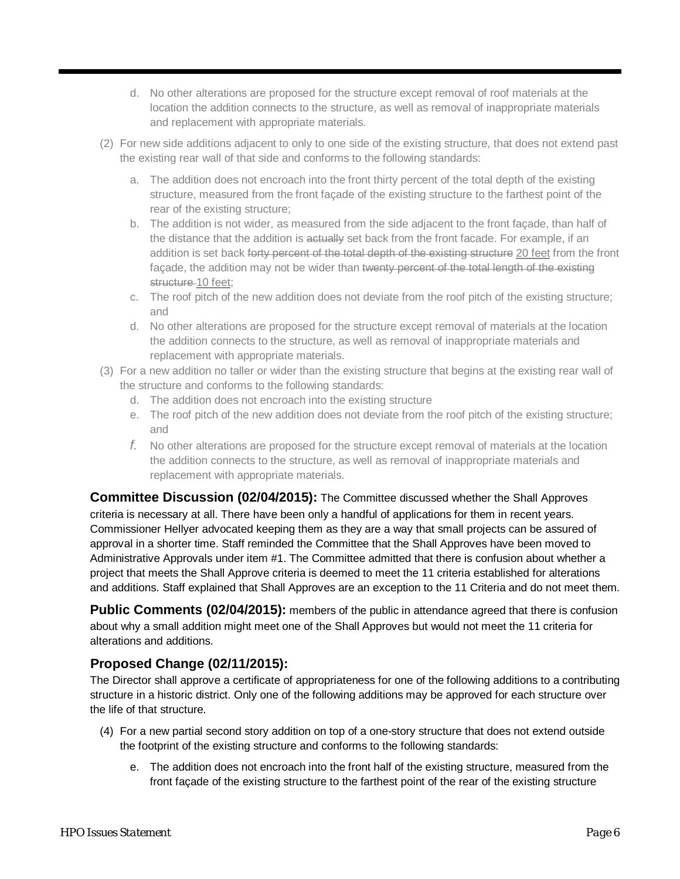d. No other alterations are proposed for the structure except removal of roof materials at the location the addition connects to the structure, as well as removal of inappropriate materials and replacement with appropriate materials.

(2) For new side additions adjacent to only to one side of the existing structure, that does not extend past the existing rear wall of that side and conforms to the following standards:

a. The addition does not encroach into the front thirty percent of the total depth of the existing structure, measured from the front façade of the existing structure to the farthest point of the rear of the existing structure;

b. The addition is not wider, as measured from the side adjacent to the front façade, than half of the distance that the addition is ~~actually~~ set back from the front facade. For example, if an addition is set back ~~forty percent of the total depth of the existing structure~~ 20 feet from the front façade, the addition may not be wider than ~~twenty percent of the total length of the existing structure~~ 10 feet;

c. The roof pitch of the new addition does not deviate from the roof pitch of the existing structure; and

d. No other alterations are proposed for the structure except removal of materials at the location the addition connects to the structure, as well as removal of inappropriate materials and replacement with appropriate materials.

(3) For a new addition no taller or wider than the existing structure that begins at the existing rear wall of the structure and conforms to the following standards:

d. The addition does not encroach into the existing structure

e. The roof pitch of the new addition does not deviate from the roof pitch of the existing structure; and

f. No other alterations are proposed for the structure except removal of materials at the location the addition connects to the structure, as well as removal of inappropriate materials and replacement with appropriate materials.

**Committee Discussion (02/04/2015):** The Committee discussed whether the Shall Approves criteria is necessary at all. There have been only a handful of applications for them in recent years. Commissioner Hellyer advocated keeping them as they are a way that small projects can be assured of approval in a shorter time. Staff reminded the Committee that the Shall Approves have been moved to Administrative Approvals under item #1. The Committee admitted that there is confusion about whether a project that meets the Shall Approve criteria is deemed to meet the 11 criteria established for alterations and additions. Staff explained that Shall Approves are an exception to the 11 Criteria and do not meet them.

**Public Comments (02/04/2015):** members of the public in attendance agreed that there is confusion about why a small addition might meet one of the Shall Approves but would not meet the 11 criteria for alterations and additions.

### Proposed Change (02/11/2015):

The Director shall approve a certificate of appropriateness for one of the following additions to a contributing structure in a historic district. Only one of the following additions may be approved for each structure over the life of that structure.

(4) For a new partial second story addition on top of a one-story structure that does not extend outside the footprint of the existing structure and conforms to the following standards:

e. The addition does not encroach into the front half of the existing structure, measured from the front façade of the existing structure to the farthest point of the rear of the existing structure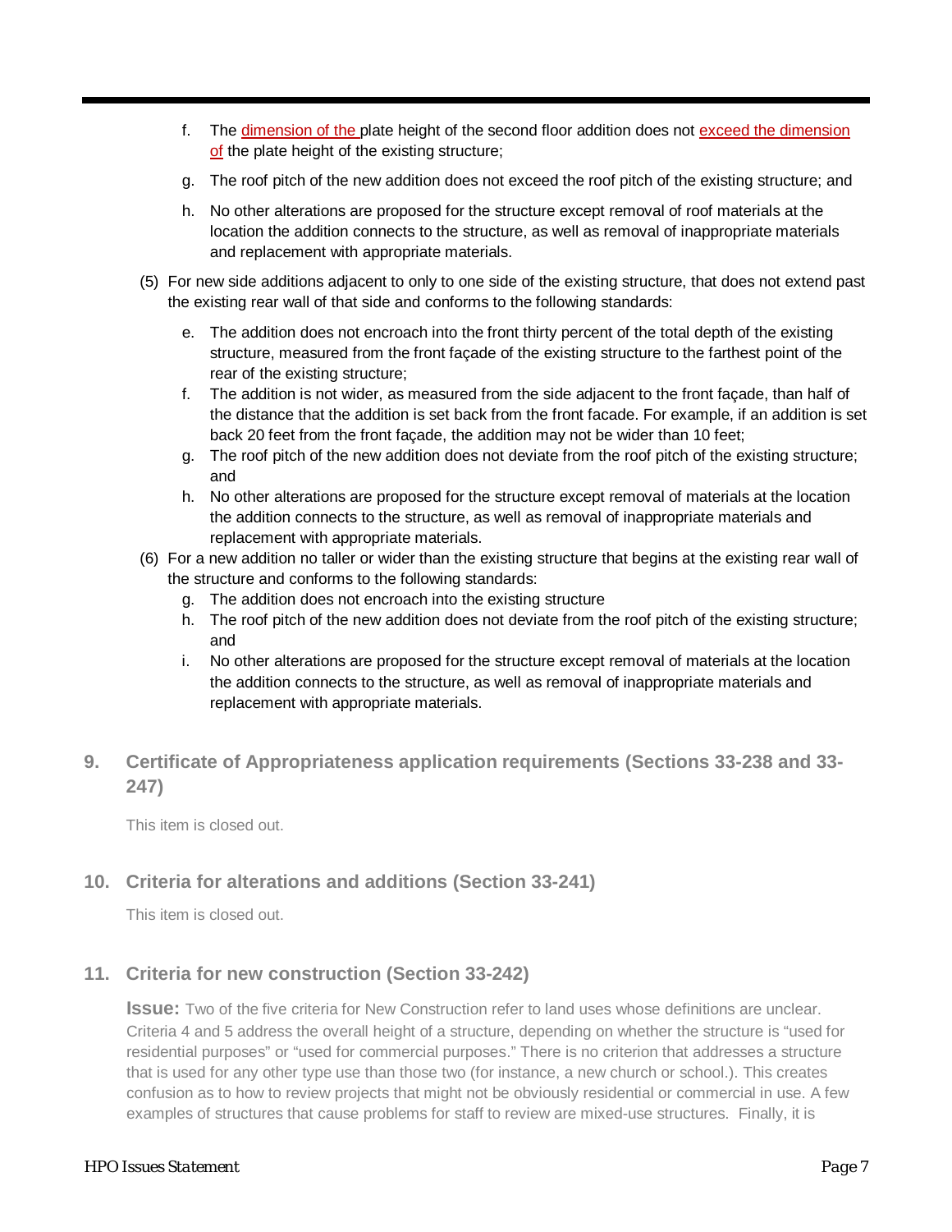f. The dimension of the plate height of the second floor addition does not exceed the dimension of the plate height of the existing structure;

g. The roof pitch of the new addition does not exceed the roof pitch of the existing structure; and

h. No other alterations are proposed for the structure except removal of roof materials at the location the addition connects to the structure, as well as removal of inappropriate materials and replacement with appropriate materials.

(5) For new side additions adjacent to only to one side of the existing structure, that does not extend past the existing rear wall of that side and conforms to the following standards:

e. The addition does not encroach into the front thirty percent of the total depth of the existing structure, measured from the front façade of the existing structure to the farthest point of the rear of the existing structure;

f. The addition is not wider, as measured from the side adjacent to the front façade, than half of the distance that the addition is set back from the front facade. For example, if an addition is set back 20 feet from the front façade, the addition may not be wider than 10 feet;

g. The roof pitch of the new addition does not deviate from the roof pitch of the existing structure; and

h. No other alterations are proposed for the structure except removal of materials at the location the addition connects to the structure, as well as removal of inappropriate materials and replacement with appropriate materials.

(6) For a new addition no taller or wider than the existing structure that begins at the existing rear wall of the structure and conforms to the following standards:

g. The addition does not encroach into the existing structure

h. The roof pitch of the new addition does not deviate from the roof pitch of the existing structure; and

i. No other alterations are proposed for the structure except removal of materials at the location the addition connects to the structure, as well as removal of inappropriate materials and replacement with appropriate materials.

## 9. Certificate of Appropriateness application requirements (Sections 33-238 and 33-247)

This item is closed out.

## 10. Criteria for alterations and additions (Section 33-241)

This item is closed out.

## 11. Criteria for new construction (Section 33-242)

**Issue:** Two of the five criteria for New Construction refer to land uses whose definitions are unclear. Criteria 4 and 5 address the overall height of a structure, depending on whether the structure is "used for residential purposes" or "used for commercial purposes." There is no criterion that addresses a structure that is used for any other type use than those two (for instance, a new church or school.). This creates confusion as to how to review projects that might not be obviously residential or commercial in use. A few examples of structures that cause problems for staff to review are mixed-use structures. Finally, it is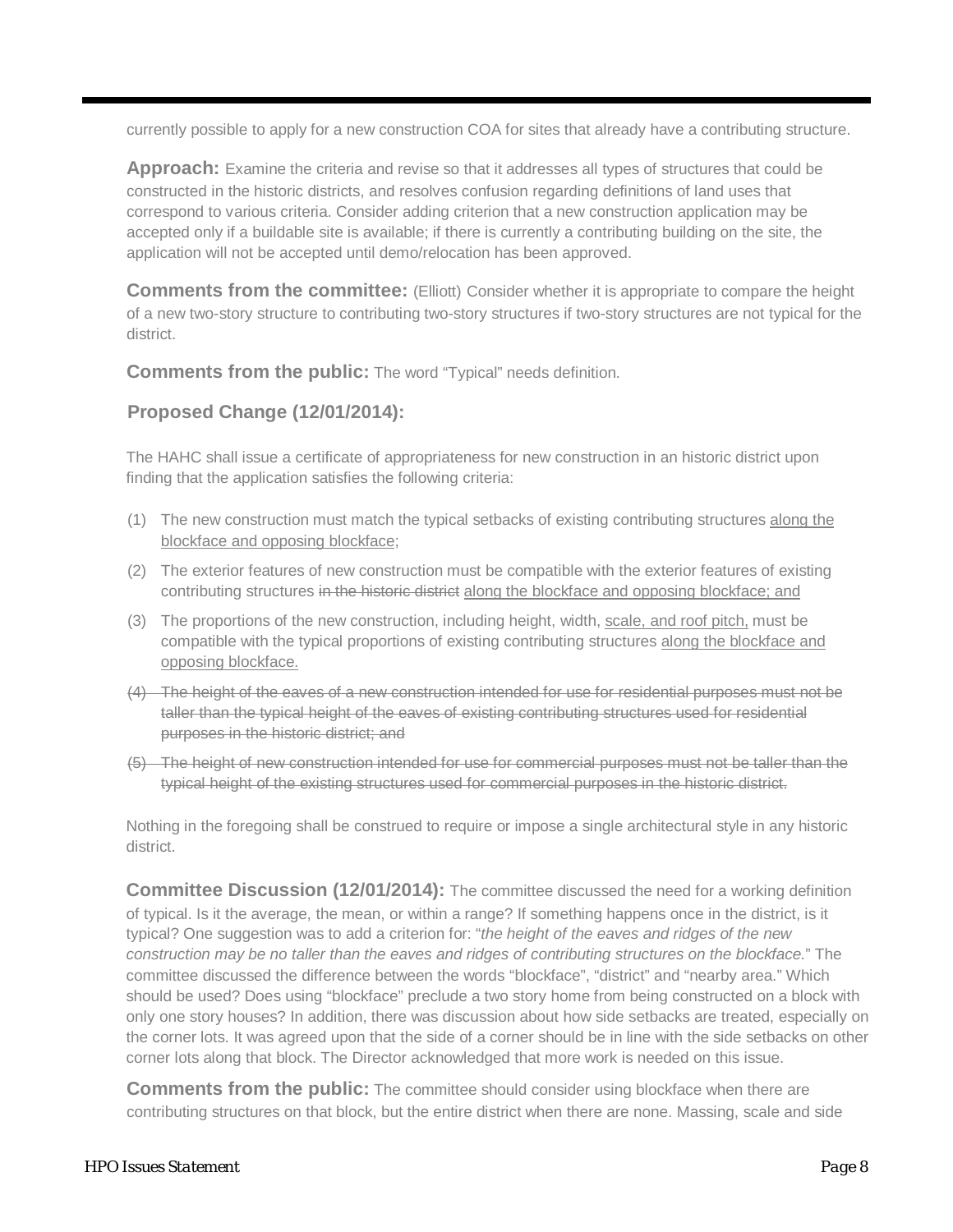currently possible to apply for a new construction COA for sites that already have a contributing structure.

**Approach:** Examine the criteria and revise so that it addresses all types of structures that could be constructed in the historic districts, and resolves confusion regarding definitions of land uses that correspond to various criteria. Consider adding criterion that a new construction application may be accepted only if a buildable site is available; if there is currently a contributing building on the site, the application will not be accepted until demo/relocation has been approved.

**Comments from the committee:** (Elliott) Consider whether it is appropriate to compare the height of a new two-story structure to contributing two-story structures if two-story structures are not typical for the district.

**Comments from the public:** The word "Typical" needs definition.

**Proposed Change (12/01/2014):**

The HAHC shall issue a certificate of appropriateness for new construction in an historic district upon finding that the application satisfies the following criteria:

(1) The new construction must match the typical setbacks of existing contributing structures <u>along the blockface and opposing blockface</u>;

(2) The exterior features of new construction must be compatible with the exterior features of existing contributing structures ~~in the historic district~~ <u>along the blockface and opposing blockface; and</u>

(3) The proportions of the new construction, including height, width, <u>scale, and roof pitch,</u> must be compatible with the typical proportions of existing contributing structures <u>along the blockface and opposing blockface.</u>

~~(4) The height of the eaves of a new construction intended for use for residential purposes must not be taller than the typical height of the eaves of existing contributing structures used for residential purposes in the historic district; and~~

~~(5) The height of new construction intended for use for commercial purposes must not be taller than the typical height of the existing structures used for commercial purposes in the historic district.~~

Nothing in the foregoing shall be construed to require or impose a single architectural style in any historic district.

**Committee Discussion (12/01/2014):** The committee discussed the need for a working definition of typical. Is it the average, the mean, or within a range? If something happens once in the district, is it typical? One suggestion was to add a criterion for: "*the height of the eaves and ridges of the new construction may be no taller than the eaves and ridges of contributing structures on the blockface.*" The committee discussed the difference between the words "blockface", "district" and "nearby area." Which should be used? Does using "blockface" preclude a two story home from being constructed on a block with only one story houses? In addition, there was discussion about how side setbacks are treated, especially on the corner lots. It was agreed upon that the side of a corner should be in line with the side setbacks on other corner lots along that block. The Director acknowledged that more work is needed on this issue.

**Comments from the public:** The committee should consider using blockface when there are contributing structures on that block, but the entire district when there are none. Massing, scale and side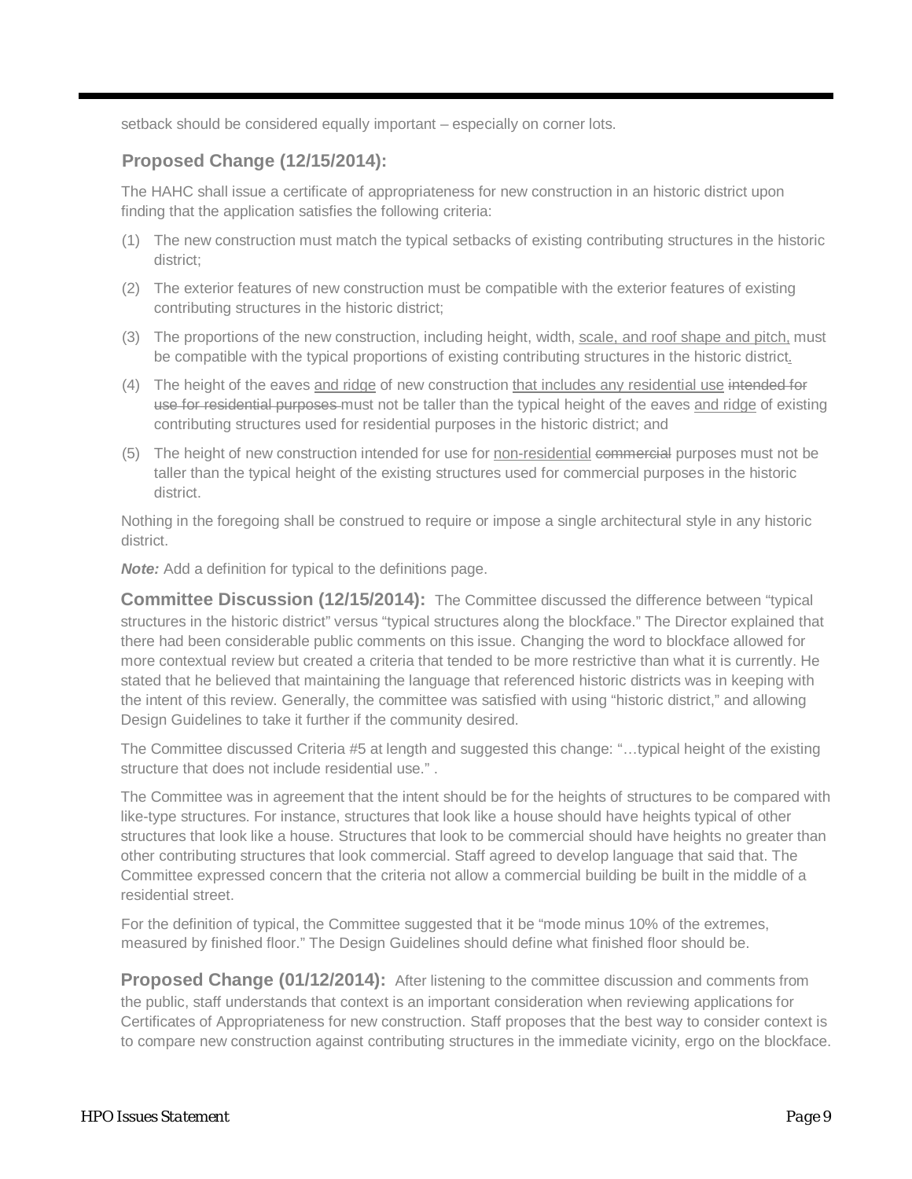setback should be considered equally important – especially on corner lots.

### Proposed Change (12/15/2014):

The HAHC shall issue a certificate of appropriateness for new construction in an historic district upon finding that the application satisfies the following criteria:

(1) The new construction must match the typical setbacks of existing contributing structures in the historic district;

(2) The exterior features of new construction must be compatible with the exterior features of existing contributing structures in the historic district;

(3) The proportions of the new construction, including height, width, <u>scale, and roof shape and pitch,</u> must be compatible with the typical proportions of existing contributing structures in the historic district<u>.</u>

(4) The height of the eaves <u>and ridge</u> of new construction <u>that includes any residential use</u> ~~intended for use for residential purposes~~ must not be taller than the typical height of the eaves <u>and ridge</u> of existing contributing structures used for residential purposes in the historic district; and

(5) The height of new construction intended for use for <u>non-residential</u> ~~commercial~~ purposes must not be taller than the typical height of the existing structures used for commercial purposes in the historic district.

Nothing in the foregoing shall be construed to require or impose a single architectural style in any historic district.

***Note:*** Add a definition for typical to the definitions page.

**Committee Discussion (12/15/2014):** The Committee discussed the difference between "typical structures in the historic district" versus "typical structures along the blockface." The Director explained that there had been considerable public comments on this issue. Changing the word to blockface allowed for more contextual review but created a criteria that tended to be more restrictive than what it is currently. He stated that he believed that maintaining the language that referenced historic districts was in keeping with the intent of this review. Generally, the committee was satisfied with using "historic district," and allowing Design Guidelines to take it further if the community desired.

The Committee discussed Criteria #5 at length and suggested this change: "…typical height of the existing structure that does not include residential use." .

The Committee was in agreement that the intent should be for the heights of structures to be compared with like-type structures. For instance, structures that look like a house should have heights typical of other structures that look like a house. Structures that look to be commercial should have heights no greater than other contributing structures that look commercial. Staff agreed to develop language that said that. The Committee expressed concern that the criteria not allow a commercial building be built in the middle of a residential street.

For the definition of typical, the Committee suggested that it be "mode minus 10% of the extremes, measured by finished floor." The Design Guidelines should define what finished floor should be.

**Proposed Change (01/12/2014):** After listening to the committee discussion and comments from the public, staff understands that context is an important consideration when reviewing applications for Certificates of Appropriateness for new construction. Staff proposes that the best way to consider context is to compare new construction against contributing structures in the immediate vicinity, ergo on the blockface.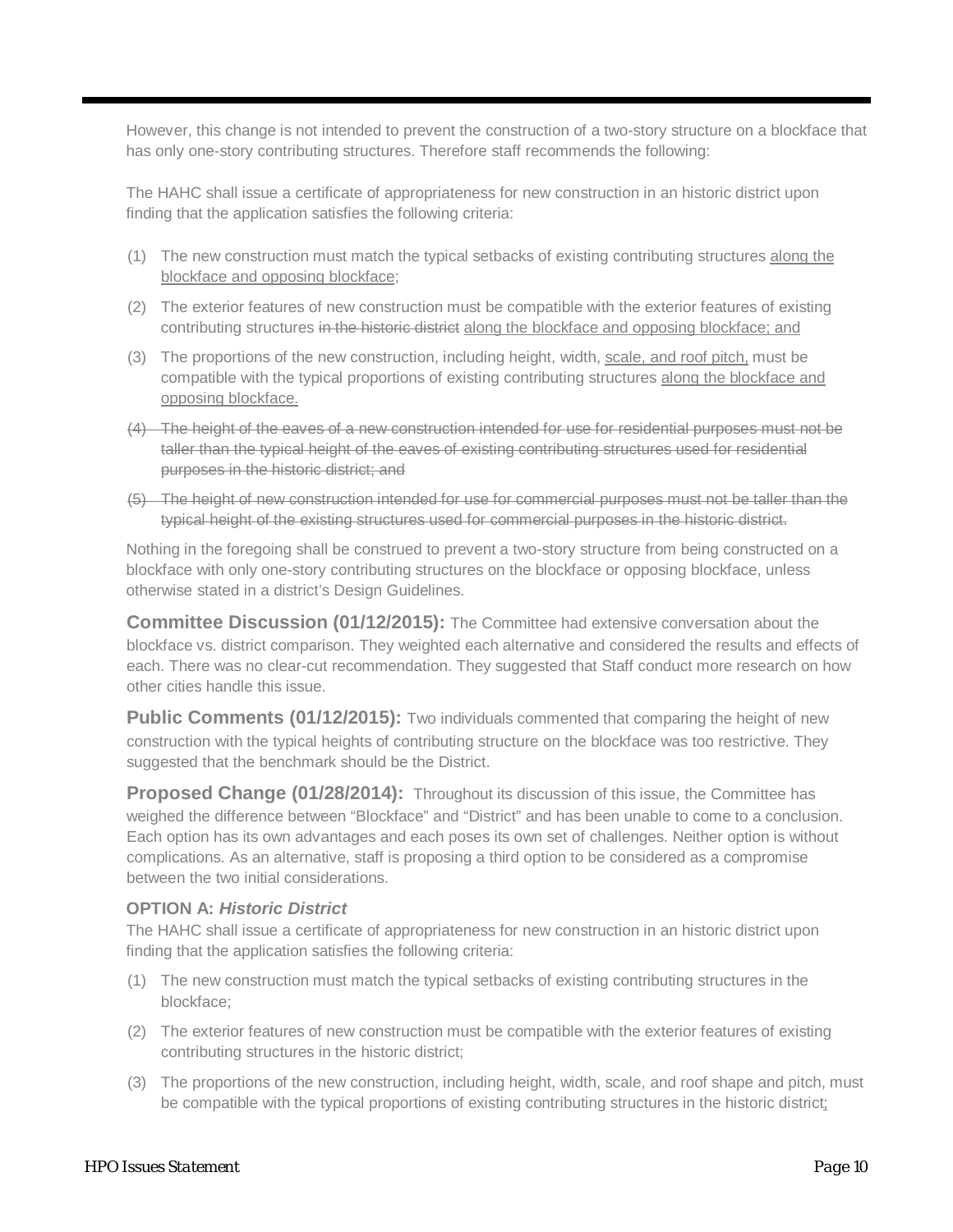However, this change is not intended to prevent the construction of a two-story structure on a blockface that has only one-story contributing structures. Therefore staff recommends the following:

The HAHC shall issue a certificate of appropriateness for new construction in an historic district upon finding that the application satisfies the following criteria:

(1) The new construction must match the typical setbacks of existing contributing structures <u>along the blockface and opposing blockface</u>;

(2) The exterior features of new construction must be compatible with the exterior features of existing contributing structures ~~in the historic district~~ <u>along the blockface and opposing blockface; and</u>

(3) The proportions of the new construction, including height, width, <u>scale, and roof pitch,</u> must be compatible with the typical proportions of existing contributing structures <u>along the blockface and opposing blockface.</u>

~~(4) The height of the eaves of a new construction intended for use for residential purposes must not be taller than the typical height of the eaves of existing contributing structures used for residential purposes in the historic district; and~~

~~(5) The height of new construction intended for use for commercial purposes must not be taller than the typical height of the existing structures used for commercial purposes in the historic district.~~

Nothing in the foregoing shall be construed to prevent a two-story structure from being constructed on a blockface with only one-story contributing structures on the blockface or opposing blockface, unless otherwise stated in a district's Design Guidelines.

**Committee Discussion (01/12/2015):** The Committee had extensive conversation about the blockface vs. district comparison. They weighted each alternative and considered the results and effects of each. There was no clear-cut recommendation. They suggested that Staff conduct more research on how other cities handle this issue.

**Public Comments (01/12/2015):** Two individuals commented that comparing the height of new construction with the typical heights of contributing structure on the blockface was too restrictive. They suggested that the benchmark should be the District.

**Proposed Change (01/28/2014):** Throughout its discussion of this issue, the Committee has weighed the difference between "Blockface" and "District" and has been unable to come to a conclusion. Each option has its own advantages and each poses its own set of challenges. Neither option is without complications. As an alternative, staff is proposing a third option to be considered as a compromise between the two initial considerations.

**OPTION A: *Historic District***

The HAHC shall issue a certificate of appropriateness for new construction in an historic district upon finding that the application satisfies the following criteria:

(1) The new construction must match the typical setbacks of existing contributing structures in the blockface;

(2) The exterior features of new construction must be compatible with the exterior features of existing contributing structures in the historic district;

(3) The proportions of the new construction, including height, width, scale, and roof shape and pitch, must be compatible with the typical proportions of existing contributing structures in the historic district;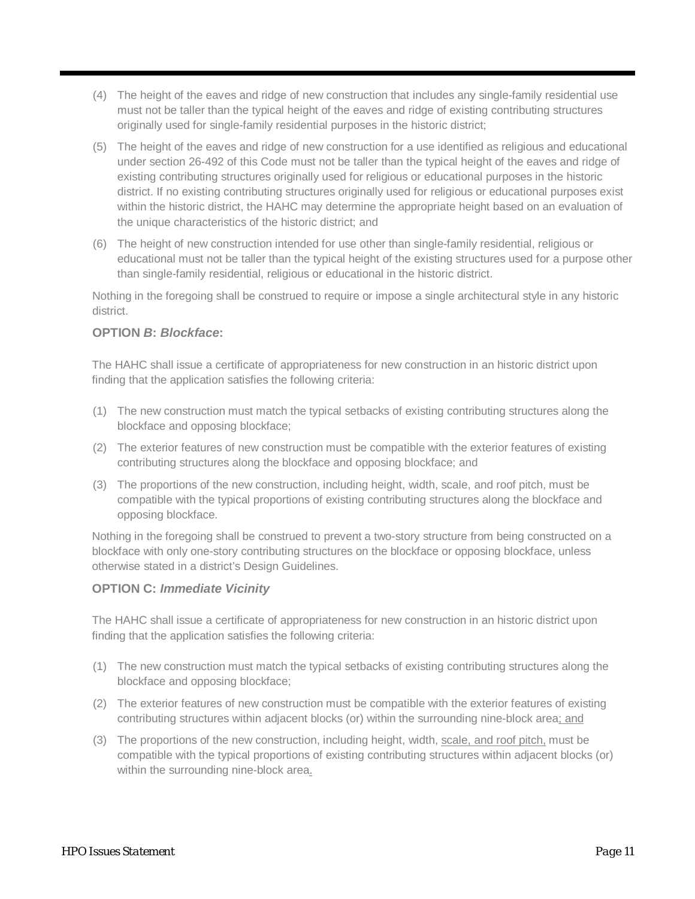(4) The height of the eaves and ridge of new construction that includes any single-family residential use must not be taller than the typical height of the eaves and ridge of existing contributing structures originally used for single-family residential purposes in the historic district;

(5) The height of the eaves and ridge of new construction for a use identified as religious and educational under section 26-492 of this Code must not be taller than the typical height of the eaves and ridge of existing contributing structures originally used for religious or educational purposes in the historic district. If no existing contributing structures originally used for religious or educational purposes exist within the historic district, the HAHC may determine the appropriate height based on an evaluation of the unique characteristics of the historic district; and

(6) The height of new construction intended for use other than single-family residential, religious or educational must not be taller than the typical height of the existing structures used for a purpose other than single-family residential, religious or educational in the historic district.

Nothing in the foregoing shall be construed to require or impose a single architectural style in any historic district.

### OPTION *B*: *Blockface*:

The HAHC shall issue a certificate of appropriateness for new construction in an historic district upon finding that the application satisfies the following criteria:

(1) The new construction must match the typical setbacks of existing contributing structures along the blockface and opposing blockface;

(2) The exterior features of new construction must be compatible with the exterior features of existing contributing structures along the blockface and opposing blockface; and

(3) The proportions of the new construction, including height, width, scale, and roof pitch, must be compatible with the typical proportions of existing contributing structures along the blockface and opposing blockface.

Nothing in the foregoing shall be construed to prevent a two-story structure from being constructed on a blockface with only one-story contributing structures on the blockface or opposing blockface, unless otherwise stated in a district's Design Guidelines.

### OPTION C: *Immediate Vicinity*

The HAHC shall issue a certificate of appropriateness for new construction in an historic district upon finding that the application satisfies the following criteria:

(1) The new construction must match the typical setbacks of existing contributing structures along the blockface and opposing blockface;

(2) The exterior features of new construction must be compatible with the exterior features of existing contributing structures within adjacent blocks (or) within the surrounding nine-block area; and

(3) The proportions of the new construction, including height, width, scale, and roof pitch, must be compatible with the typical proportions of existing contributing structures within adjacent blocks (or) within the surrounding nine-block area.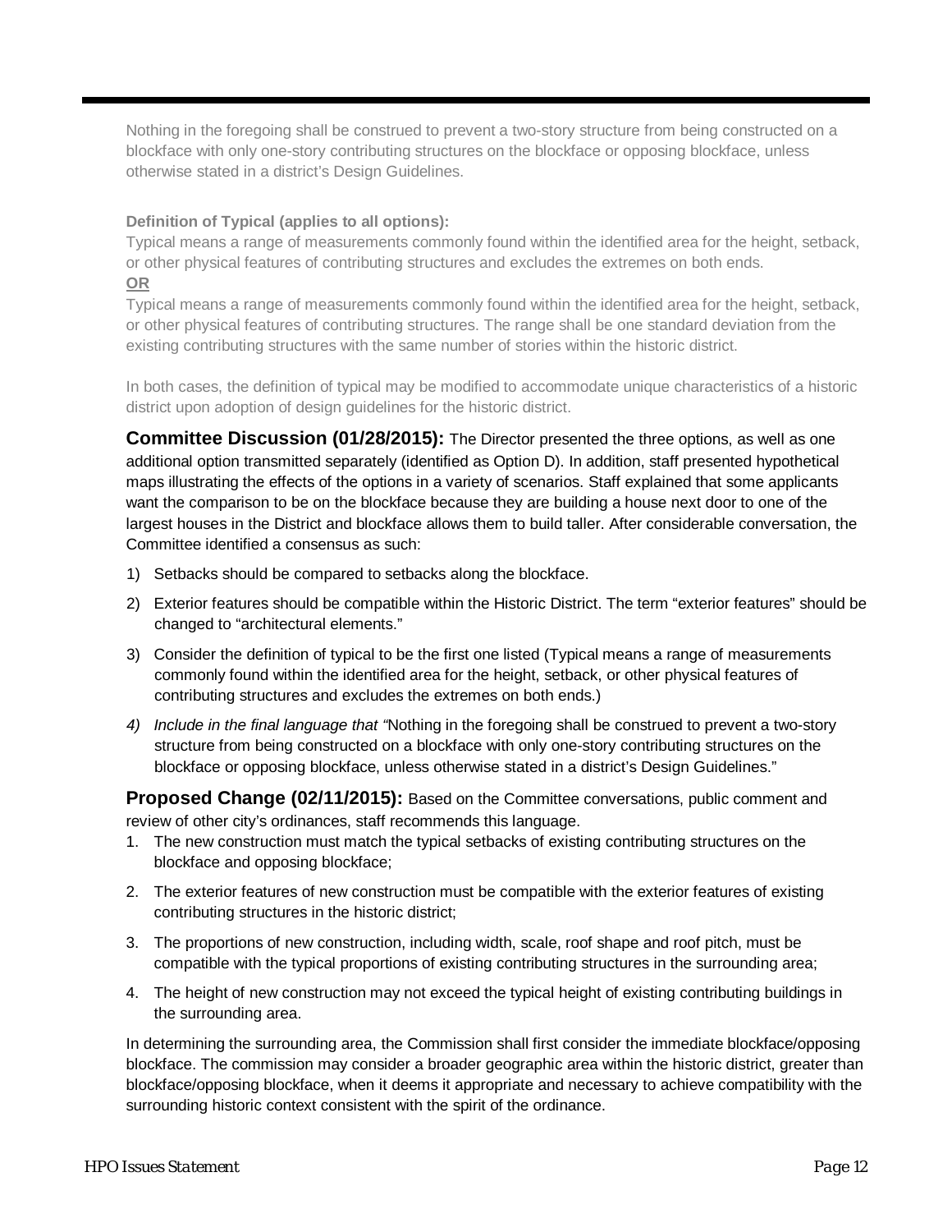Nothing in the foregoing shall be construed to prevent a two-story structure from being constructed on a blockface with only one-story contributing structures on the blockface or opposing blockface, unless otherwise stated in a district's Design Guidelines.

**Definition of Typical (applies to all options):**

Typical means a range of measurements commonly found within the identified area for the height, setback, or other physical features of contributing structures and excludes the extremes on both ends.

**OR**

Typical means a range of measurements commonly found within the identified area for the height, setback, or other physical features of contributing structures. The range shall be one standard deviation from the existing contributing structures with the same number of stories within the historic district.

In both cases, the definition of typical may be modified to accommodate unique characteristics of a historic district upon adoption of design guidelines for the historic district.

**Committee Discussion (01/28/2015):** The Director presented the three options, as well as one additional option transmitted separately (identified as Option D). In addition, staff presented hypothetical maps illustrating the effects of the options in a variety of scenarios. Staff explained that some applicants want the comparison to be on the blockface because they are building a house next door to one of the largest houses in the District and blockface allows them to build taller. After considerable conversation, the Committee identified a consensus as such:

1) Setbacks should be compared to setbacks along the blockface.
2) Exterior features should be compatible within the Historic District. The term "exterior features" should be changed to "architectural elements."
3) Consider the definition of typical to be the first one listed (Typical means a range of measurements commonly found within the identified area for the height, setback, or other physical features of contributing structures and excludes the extremes on both ends.)
4) *Include in the final language that "*Nothing in the foregoing shall be construed to prevent a two-story structure from being constructed on a blockface with only one-story contributing structures on the blockface or opposing blockface, unless otherwise stated in a district's Design Guidelines."

**Proposed Change (02/11/2015):** Based on the Committee conversations, public comment and review of other city's ordinances, staff recommends this language.

1. The new construction must match the typical setbacks of existing contributing structures on the blockface and opposing blockface;
2. The exterior features of new construction must be compatible with the exterior features of existing contributing structures in the historic district;
3. The proportions of new construction, including width, scale, roof shape and roof pitch, must be compatible with the typical proportions of existing contributing structures in the surrounding area;
4. The height of new construction may not exceed the typical height of existing contributing buildings in the surrounding area.

In determining the surrounding area, the Commission shall first consider the immediate blockface/opposing blockface. The commission may consider a broader geographic area within the historic district, greater than blockface/opposing blockface, when it deems it appropriate and necessary to achieve compatibility with the surrounding historic context consistent with the spirit of the ordinance.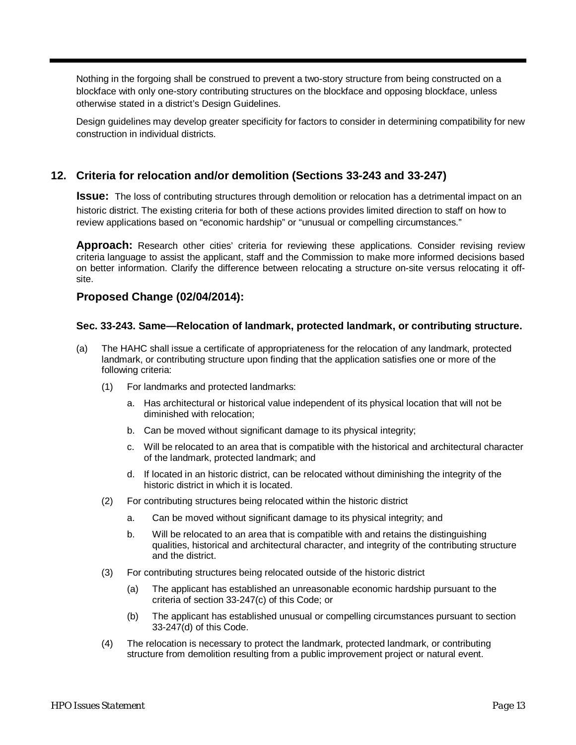Nothing in the forgoing shall be construed to prevent a two-story structure from being constructed on a blockface with only one-story contributing structures on the blockface and opposing blockface, unless otherwise stated in a district's Design Guidelines.

Design guidelines may develop greater specificity for factors to consider in determining compatibility for new construction in individual districts.

## 12. Criteria for relocation and/or demolition (Sections 33-243 and 33-247)

**Issue:** The loss of contributing structures through demolition or relocation has a detrimental impact on an historic district. The existing criteria for both of these actions provides limited direction to staff on how to review applications based on "economic hardship" or "unusual or compelling circumstances."

**Approach:** Research other cities' criteria for reviewing these applications. Consider revising review criteria language to assist the applicant, staff and the Commission to make more informed decisions based on better information. Clarify the difference between relocating a structure on-site versus relocating it off-site.

### Proposed Change (02/04/2014):

#### Sec. 33-243. Same—Relocation of landmark, protected landmark, or contributing structure.

(a) The HAHC shall issue a certificate of appropriateness for the relocation of any landmark, protected landmark, or contributing structure upon finding that the application satisfies one or more of the following criteria:

(1) For landmarks and protected landmarks:

a. Has architectural or historical value independent of its physical location that will not be diminished with relocation;

b. Can be moved without significant damage to its physical integrity;

c. Will be relocated to an area that is compatible with the historical and architectural character of the landmark, protected landmark; and

d. If located in an historic district, can be relocated without diminishing the integrity of the historic district in which it is located.

(2) For contributing structures being relocated within the historic district

a. Can be moved without significant damage to its physical integrity; and

b. Will be relocated to an area that is compatible with and retains the distinguishing qualities, historical and architectural character, and integrity of the contributing structure and the district.

(3) For contributing structures being relocated outside of the historic district

(a) The applicant has established an unreasonable economic hardship pursuant to the criteria of section 33-247(c) of this Code; or

(b) The applicant has established unusual or compelling circumstances pursuant to section 33-247(d) of this Code.

(4) The relocation is necessary to protect the landmark, protected landmark, or contributing structure from demolition resulting from a public improvement project or natural event.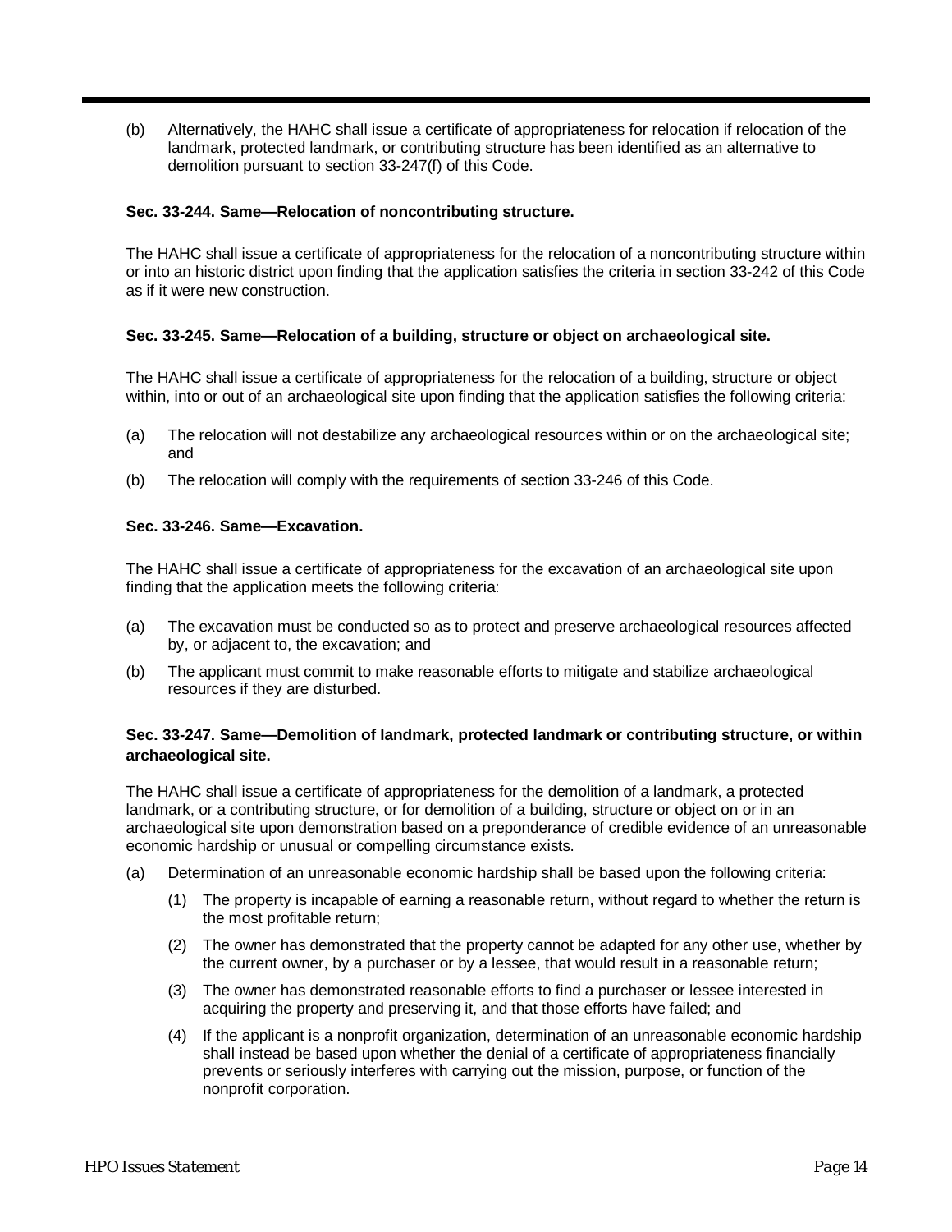(b) Alternatively, the HAHC shall issue a certificate of appropriateness for relocation if relocation of the landmark, protected landmark, or contributing structure has been identified as an alternative to demolition pursuant to section 33-247(f) of this Code.

**Sec. 33-244. Same—Relocation of noncontributing structure.**

The HAHC shall issue a certificate of appropriateness for the relocation of a noncontributing structure within or into an historic district upon finding that the application satisfies the criteria in section 33-242 of this Code as if it were new construction.

**Sec. 33-245. Same—Relocation of a building, structure or object on archaeological site.**

The HAHC shall issue a certificate of appropriateness for the relocation of a building, structure or object within, into or out of an archaeological site upon finding that the application satisfies the following criteria:

(a) The relocation will not destabilize any archaeological resources within or on the archaeological site; and

(b) The relocation will comply with the requirements of section 33-246 of this Code.

**Sec. 33-246. Same—Excavation.**

The HAHC shall issue a certificate of appropriateness for the excavation of an archaeological site upon finding that the application meets the following criteria:

(a) The excavation must be conducted so as to protect and preserve archaeological resources affected by, or adjacent to, the excavation; and

(b) The applicant must commit to make reasonable efforts to mitigate and stabilize archaeological resources if they are disturbed.

**Sec. 33-247. Same—Demolition of landmark, protected landmark or contributing structure, or within archaeological site.**

The HAHC shall issue a certificate of appropriateness for the demolition of a landmark, a protected landmark, or a contributing structure, or for demolition of a building, structure or object on or in an archaeological site upon demonstration based on a preponderance of credible evidence of an unreasonable economic hardship or unusual or compelling circumstance exists.

(a) Determination of an unreasonable economic hardship shall be based upon the following criteria:

   (1) The property is incapable of earning a reasonable return, without regard to whether the return is the most profitable return;

   (2) The owner has demonstrated that the property cannot be adapted for any other use, whether by the current owner, by a purchaser or by a lessee, that would result in a reasonable return;

   (3) The owner has demonstrated reasonable efforts to find a purchaser or lessee interested in acquiring the property and preserving it, and that those efforts have failed; and

   (4) If the applicant is a nonprofit organization, determination of an unreasonable economic hardship shall instead be based upon whether the denial of a certificate of appropriateness financially prevents or seriously interferes with carrying out the mission, purpose, or function of the nonprofit corporation.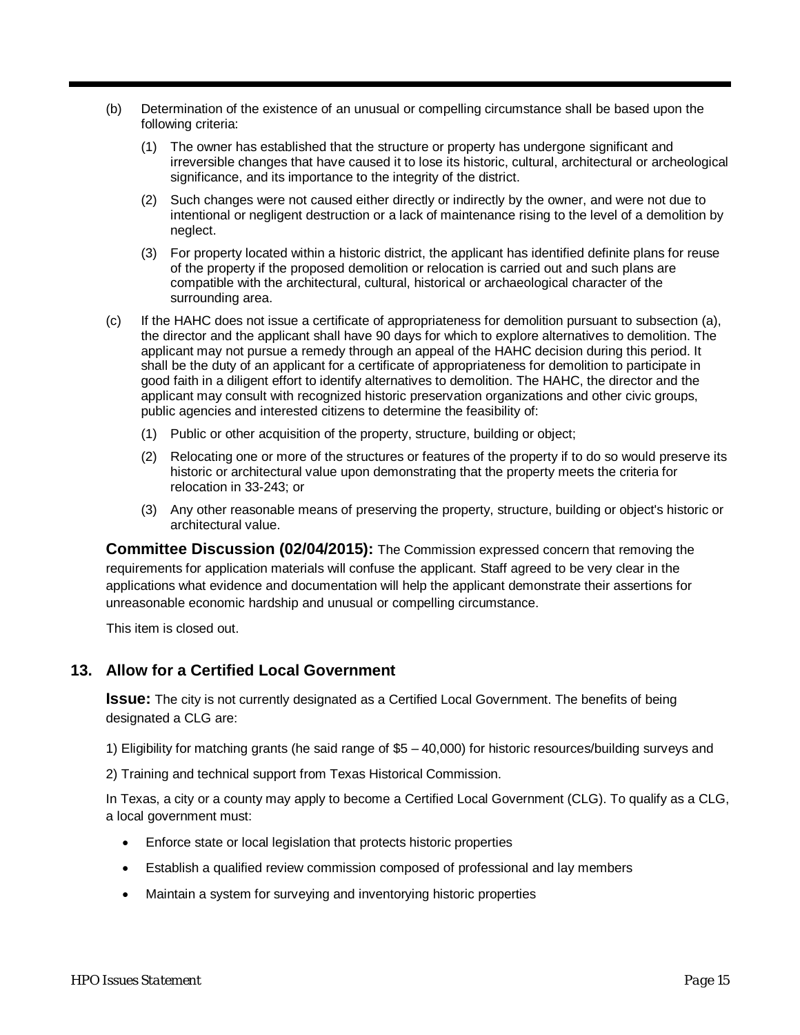(b) Determination of the existence of an unusual or compelling circumstance shall be based upon the following criteria:

(1) The owner has established that the structure or property has undergone significant and irreversible changes that have caused it to lose its historic, cultural, architectural or archeological significance, and its importance to the integrity of the district.

(2) Such changes were not caused either directly or indirectly by the owner, and were not due to intentional or negligent destruction or a lack of maintenance rising to the level of a demolition by neglect.

(3) For property located within a historic district, the applicant has identified definite plans for reuse of the property if the proposed demolition or relocation is carried out and such plans are compatible with the architectural, cultural, historical or archaeological character of the surrounding area.

(c) If the HAHC does not issue a certificate of appropriateness for demolition pursuant to subsection (a), the director and the applicant shall have 90 days for which to explore alternatives to demolition. The applicant may not pursue a remedy through an appeal of the HAHC decision during this period. It shall be the duty of an applicant for a certificate of appropriateness for demolition to participate in good faith in a diligent effort to identify alternatives to demolition. The HAHC, the director and the applicant may consult with recognized historic preservation organizations and other civic groups, public agencies and interested citizens to determine the feasibility of:

(1) Public or other acquisition of the property, structure, building or object;

(2) Relocating one or more of the structures or features of the property if to do so would preserve its historic or architectural value upon demonstrating that the property meets the criteria for relocation in 33-243; or

(3) Any other reasonable means of preserving the property, structure, building or object's historic or architectural value.

**Committee Discussion (02/04/2015):** The Commission expressed concern that removing the requirements for application materials will confuse the applicant. Staff agreed to be very clear in the applications what evidence and documentation will help the applicant demonstrate their assertions for unreasonable economic hardship and unusual or compelling circumstance.

This item is closed out.

## 13. Allow for a Certified Local Government

**Issue:** The city is not currently designated as a Certified Local Government. The benefits of being designated a CLG are:

1) Eligibility for matching grants (he said range of $5 – 40,000) for historic resources/building surveys and

2) Training and technical support from Texas Historical Commission.

In Texas, a city or a county may apply to become a Certified Local Government (CLG). To qualify as a CLG, a local government must:

- Enforce state or local legislation that protects historic properties
- Establish a qualified review commission composed of professional and lay members
- Maintain a system for surveying and inventorying historic properties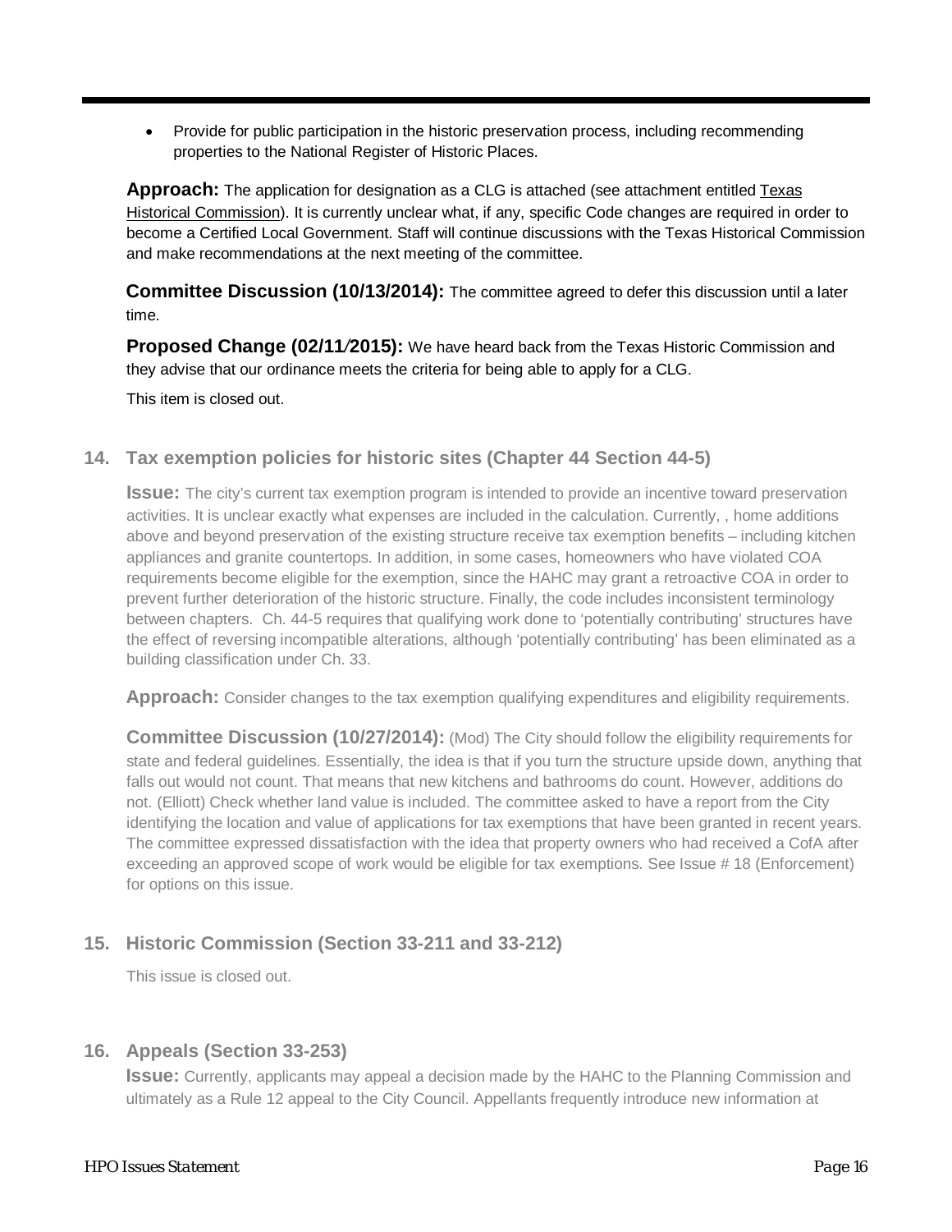- Provide for public participation in the historic preservation process, including recommending properties to the National Register of Historic Places.

**Approach:** The application for designation as a CLG is attached (see attachment entitled Texas Historical Commission). It is currently unclear what, if any, specific Code changes are required in order to become a Certified Local Government. Staff will continue discussions with the Texas Historical Commission and make recommendations at the next meeting of the committee.

**Committee Discussion (10/13/2014):** The committee agreed to defer this discussion until a later time.

**Proposed Change (02/11/2015):** We have heard back from the Texas Historic Commission and they advise that our ordinance meets the criteria for being able to apply for a CLG.

This item is closed out.

### 14. Tax exemption policies for historic sites (Chapter 44 Section 44-5)

**Issue:** The city's current tax exemption program is intended to provide an incentive toward preservation activities. It is unclear exactly what expenses are included in the calculation. Currently, , home additions above and beyond preservation of the existing structure receive tax exemption benefits – including kitchen appliances and granite countertops. In addition, in some cases, homeowners who have violated COA requirements become eligible for the exemption, since the HAHC may grant a retroactive COA in order to prevent further deterioration of the historic structure. Finally, the code includes inconsistent terminology between chapters. Ch. 44-5 requires that qualifying work done to 'potentially contributing' structures have the effect of reversing incompatible alterations, although 'potentially contributing' has been eliminated as a building classification under Ch. 33.

**Approach:** Consider changes to the tax exemption qualifying expenditures and eligibility requirements.

**Committee Discussion (10/27/2014):** (Mod) The City should follow the eligibility requirements for state and federal guidelines. Essentially, the idea is that if you turn the structure upside down, anything that falls out would not count. That means that new kitchens and bathrooms do count. However, additions do not. (Elliott) Check whether land value is included. The committee asked to have a report from the City identifying the location and value of applications for tax exemptions that have been granted in recent years. The committee expressed dissatisfaction with the idea that property owners who had received a CofA after exceeding an approved scope of work would be eligible for tax exemptions. See Issue # 18 (Enforcement) for options on this issue.

### 15. Historic Commission (Section 33-211 and 33-212)

This issue is closed out.

### 16. Appeals (Section 33-253)

**Issue:** Currently, applicants may appeal a decision made by the HAHC to the Planning Commission and ultimately as a Rule 12 appeal to the City Council. Appellants frequently introduce new information at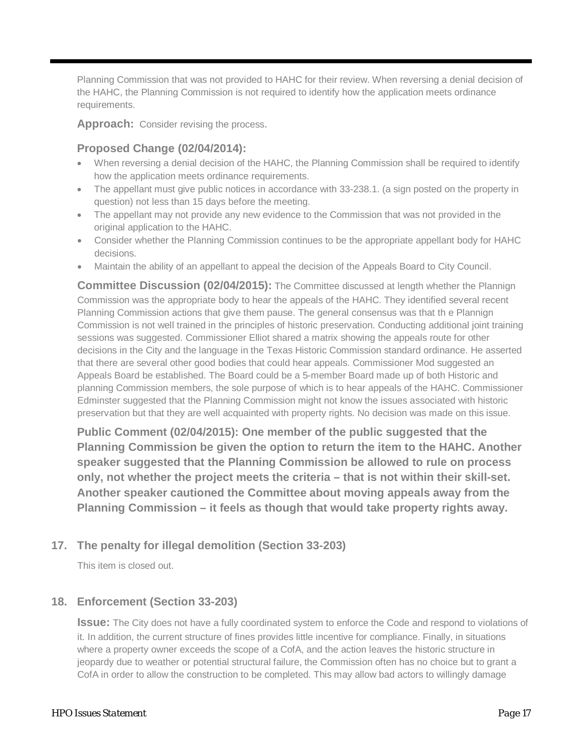Planning Commission that was not provided to HAHC for their review. When reversing a denial decision of the HAHC, the Planning Commission is not required to identify how the application meets ordinance requirements.

**Approach:** Consider revising the process.

**Proposed Change (02/04/2014):**

- When reversing a denial decision of the HAHC, the Planning Commission shall be required to identify how the application meets ordinance requirements.
- The appellant must give public notices in accordance with 33-238.1. (a sign posted on the property in question) not less than 15 days before the meeting.
- The appellant may not provide any new evidence to the Commission that was not provided in the original application to the HAHC.
- Consider whether the Planning Commission continues to be the appropriate appellant body for HAHC decisions.
- Maintain the ability of an appellant to appeal the decision of the Appeals Board to City Council.

**Committee Discussion (02/04/2015):** The Committee discussed at length whether the Plannign Commission was the appropriate body to hear the appeals of the HAHC. They identified several recent Planning Commission actions that give them pause. The general consensus was that th e Plannign Commission is not well trained in the principles of historic preservation. Conducting additional joint training sessions was suggested. Commissioner Elliot shared a matrix showing the appeals route for other decisions in the City and the language in the Texas Historic Commission standard ordinance. He asserted that there are several other good bodies that could hear appeals. Commissioner Mod suggested an Appeals Board be established. The Board could be a 5-member Board made up of both Historic and planning Commission members, the sole purpose of which is to hear appeals of the HAHC. Commissioner Edminster suggested that the Planning Commission might not know the issues associated with historic preservation but that they are well acquainted with property rights. No decision was made on this issue.

**Public Comment (02/04/2015): One member of the public suggested that the Planning Commission be given the option to return the item to the HAHC. Another speaker suggested that the Planning Commission be allowed to rule on process only, not whether the project meets the criteria – that is not within their skill-set. Another speaker cautioned the Committee about moving appeals away from the Planning Commission – it feels as though that would take property rights away.**

### 17. The penalty for illegal demolition (Section 33-203)

This item is closed out.

### 18. Enforcement (Section 33-203)

**Issue:** The City does not have a fully coordinated system to enforce the Code and respond to violations of it. In addition, the current structure of fines provides little incentive for compliance. Finally, in situations where a property owner exceeds the scope of a CofA, and the action leaves the historic structure in jeopardy due to weather or potential structural failure, the Commission often has no choice but to grant a CofA in order to allow the construction to be completed. This may allow bad actors to willingly damage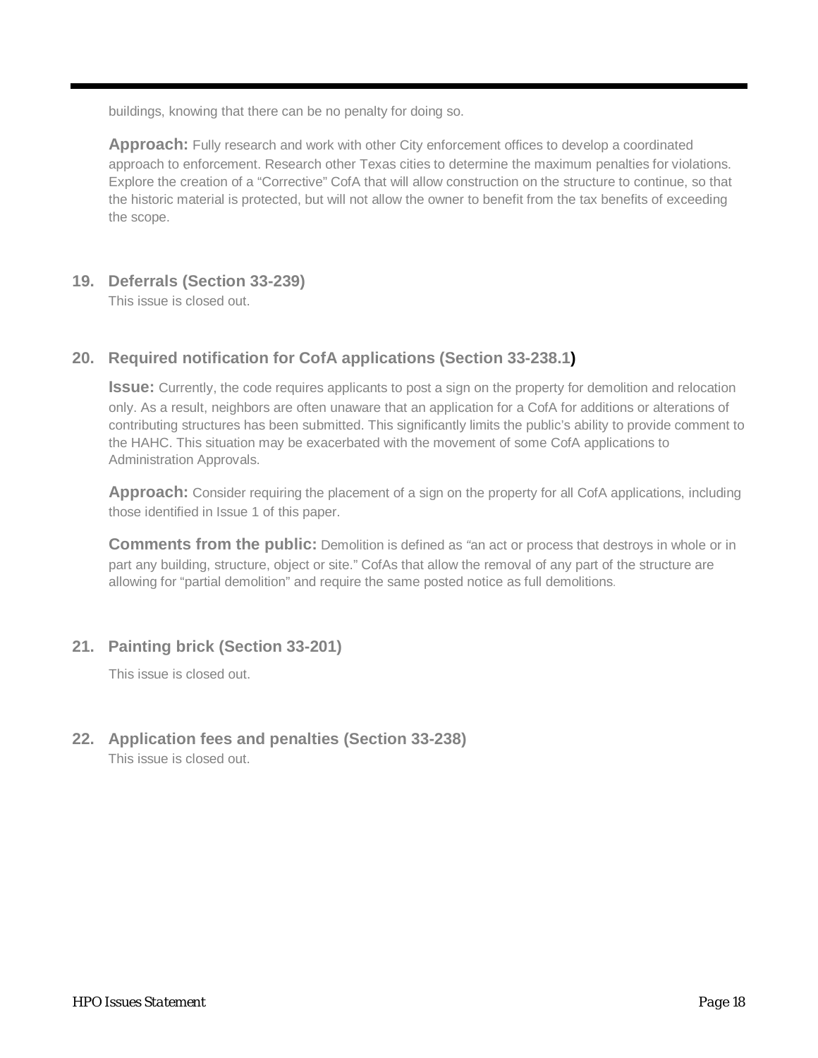buildings, knowing that there can be no penalty for doing so.

**Approach:** Fully research and work with other City enforcement offices to develop a coordinated approach to enforcement. Research other Texas cities to determine the maximum penalties for violations. Explore the creation of a "Corrective" CofA that will allow construction on the structure to continue, so that the historic material is protected, but will not allow the owner to benefit from the tax benefits of exceeding the scope.

### 19. Deferrals (Section 33-239)

This issue is closed out.

### 20. Required notification for CofA applications (Section 33-238.1)

**Issue:** Currently, the code requires applicants to post a sign on the property for demolition and relocation only. As a result, neighbors are often unaware that an application for a CofA for additions or alterations of contributing structures has been submitted. This significantly limits the public's ability to provide comment to the HAHC. This situation may be exacerbated with the movement of some CofA applications to Administration Approvals.

**Approach:** Consider requiring the placement of a sign on the property for all CofA applications, including those identified in Issue 1 of this paper.

**Comments from the public:** Demolition is defined as "an act or process that destroys in whole or in part any building, structure, object or site." CofAs that allow the removal of any part of the structure are allowing for "partial demolition" and require the same posted notice as full demolitions.

### 21. Painting brick (Section 33-201)

This issue is closed out.

### 22. Application fees and penalties (Section 33-238)

This issue is closed out.